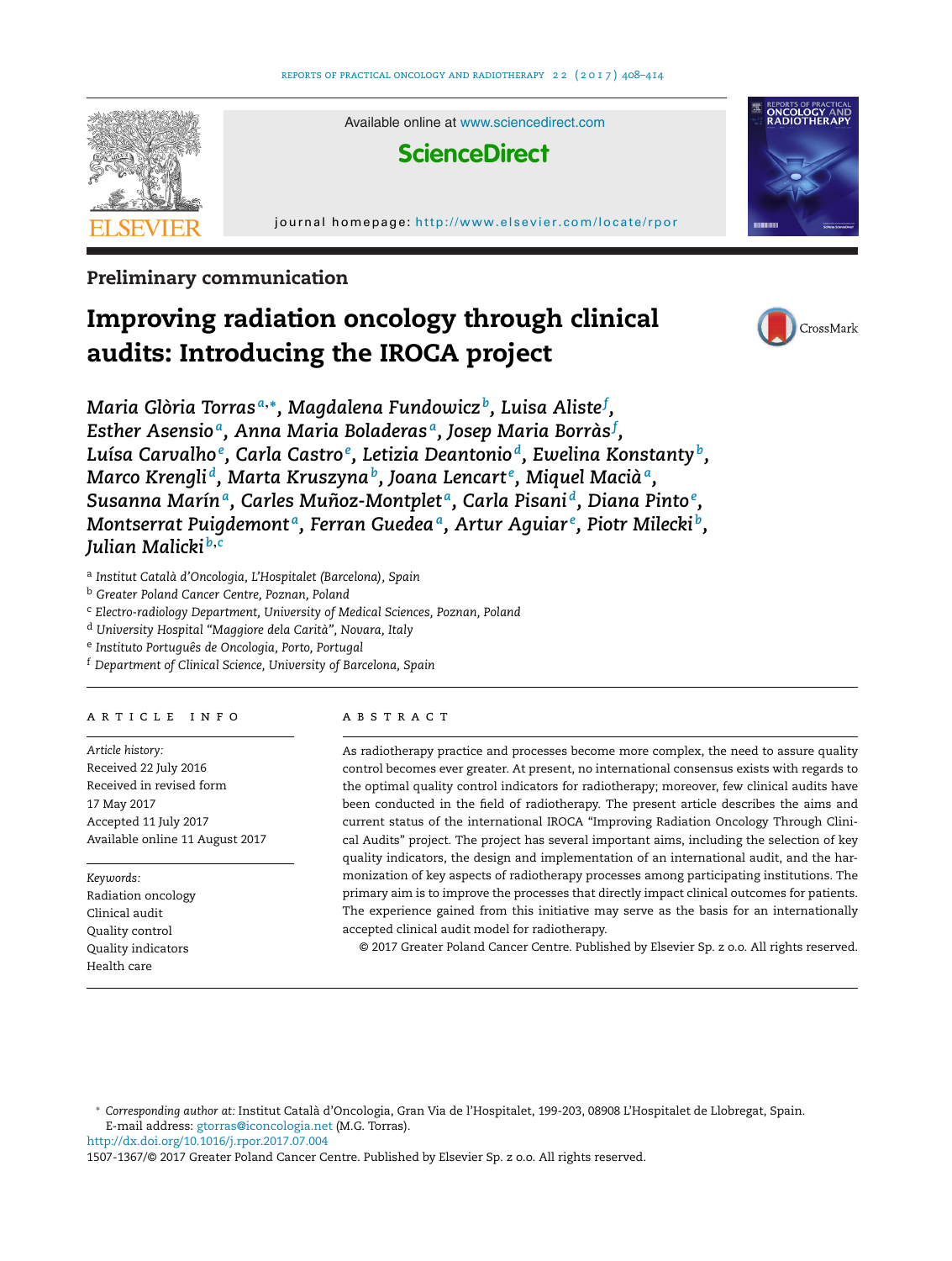Available online at www.sciencedirect.com

ScienceDirect

journal homepage: http://www.elsevier.com/locate/rpor

Preliminary communication

# Improving radiation oncology through clinical audits: Introducing the IROCA project

*Maria Glòria Torras*[a,*], *Magdalena Fundowicz*[b], *Luisa Aliste*[f], *Esther Asensio*[a], *Anna Maria Boladeras*[a], *Josep Maria Borràs*[f], *Luísa Carvalho*[e], *Carla Castro*[e], *Letizia Deantonio*[d], *Ewelina Konstanty*[b], *Marco Krengli*[d], *Marta Kruszyna*[b], *Joana Lencart*[e], *Miquel Macià*[a], *Susanna Marín*[a], *Carles Muñoz-Montplet*[a], *Carla Pisani*[d], *Diana Pinto*[e], *Montserrat Puigdemont*[a], *Ferran Guedea*[a], *Artur Aguiar*[e], *Piotr Milecki*[b], *Julian Malicki*[b,c]

[a] Institut Català d'Oncologia, L'Hospitalet (Barcelona), Spain
[b] Greater Poland Cancer Centre, Poznan, Poland
[c] Electro-radiology Department, University of Medical Sciences, Poznan, Poland
[d] University Hospital "Maggiore dela Carità", Novara, Italy
[e] Instituto Português de Oncologia, Porto, Portugal
[f] Department of Clinical Science, University of Barcelona, Spain

## ARTICLE INFO

*Article history:*
Received 22 July 2016
Received in revised form
17 May 2017
Accepted 11 July 2017
Available online 11 August 2017

*Keywords:*
Radiation oncology
Clinical audit
Quality control
Quality indicators
Health care

## ABSTRACT

As radiotherapy practice and processes become more complex, the need to assure quality control becomes ever greater. At present, no international consensus exists with regards to the optimal quality control indicators for radiotherapy; moreover, few clinical audits have been conducted in the field of radiotherapy. The present article describes the aims and current status of the international IROCA "Improving Radiation Oncology Through Clinical Audits" project. The project has several important aims, including the selection of key quality indicators, the design and implementation of an international audit, and the harmonization of key aspects of radiotherapy processes among participating institutions. The primary aim is to improve the processes that directly impact clinical outcomes for patients. The experience gained from this initiative may serve as the basis for an internationally accepted clinical audit model for radiotherapy.

© 2017 Greater Poland Cancer Centre. Published by Elsevier Sp. z o.o. All rights reserved.

\* *Corresponding author at:* Institut Català d'Oncologia, Gran Via de l'Hospitalet, 199-203, 08908 L'Hospitalet de Llobregat, Spain.
E-mail address: gtorras@iconcologia.net (M.G. Torras).

http://dx.doi.org/10.1016/j.rpor.2017.07.004
1507-1367/© 2017 Greater Poland Cancer Centre. Published by Elsevier Sp. z o.o. All rights reserved.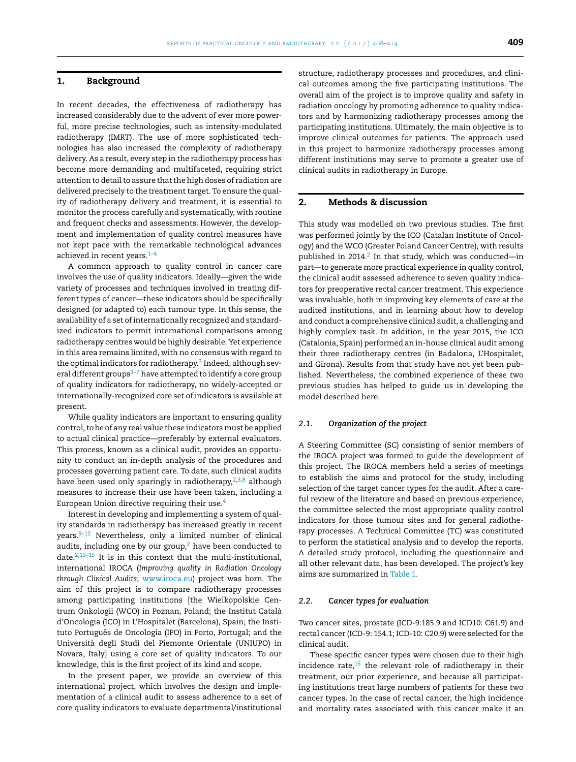## 1. Background

In recent decades, the effectiveness of radiotherapy has increased considerably due to the advent of ever more powerful, more precise technologies, such as intensity-modulated radiotherapy (IMRT). The use of more sophisticated technologies has also increased the complexity of radiotherapy delivery. As a result, every step in the radiotherapy process has become more demanding and multifaceted, requiring strict attention to detail to assure that the high doses of radiation are delivered precisely to the treatment target. To ensure the quality of radiotherapy delivery and treatment, it is essential to monitor the process carefully and systematically, with routine and frequent checks and assessments. However, the development and implementation of quality control measures have not kept pace with the remarkable technological advances achieved in recent years.[1–4]

A common approach to quality control in cancer care involves the use of quality indicators. Ideally—given the wide variety of processes and techniques involved in treating different types of cancer—these indicators should be specifically designed (or adapted to) each tumour type. In this sense, the availability of a set of internationally recognized and standardized indicators to permit international comparisons among radiotherapy centres would be highly desirable. Yet experience in this area remains limited, with no consensus with regard to the optimal indicators for radiotherapy.[3] Indeed, although several different groups[3–7] have attempted to identify a core group of quality indicators for radiotherapy, no widely-accepted or internationally-recognized core set of indicators is available at present.

While quality indicators are important to ensuring quality control, to be of any real value these indicators must be applied to actual clinical practice—preferably by external evaluators. This process, known as a clinical audit, provides an opportunity to conduct an in-depth analysis of the procedures and processes governing patient care. To date, such clinical audits have been used only sparingly in radiotherapy,[2,3,8] although measures to increase their use have been taken, including a European Union directive requiring their use.[4]

Interest in developing and implementing a system of quality standards in radiotherapy has increased greatly in recent years.[9–12] Nevertheless, only a limited number of clinical audits, including one by our group,[2] have been conducted to date.[2,13–15] It is in this context that the multi-institutional, international IROCA (*Improving quality in Radiation Oncology through Clinical Audits*; www.iroca.eu) project was born. The aim of this project is to compare radiotherapy processes among participating institutions [the Wielkopolskie Centrum Onkologii (WCO) in Poznan, Poland; the Institut Català d'Oncologia (ICO) in L'Hospitalet (Barcelona), Spain; the Instituto Português de Oncologia (IPO) in Porto, Portugal; and the Università degli Studi del Piemonte Orientale (UNIUPO) in Novara, Italy] using a core set of quality indicators. To our knowledge, this is the first project of its kind and scope.

In the present paper, we provide an overview of this international project, which involves the design and implementation of a clinical audit to assess adherence to a set of core quality indicators to evaluate departmental/institutional structure, radiotherapy processes and procedures, and clinical outcomes among the five participating institutions. The overall aim of the project is to improve quality and safety in radiation oncology by promoting adherence to quality indicators and by harmonizing radiotherapy processes among the participating institutions. Ultimately, the main objective is to improve clinical outcomes for patients. The approach used in this project to harmonize radiotherapy processes among different institutions may serve to promote a greater use of clinical audits in radiotherapy in Europe.

## 2. Methods & discussion

This study was modelled on two previous studies. The first was performed jointly by the ICO (Catalan Institute of Oncology) and the WCO (Greater Poland Cancer Centre), with results published in 2014.[2] In that study, which was conducted—in part—to generate more practical experience in quality control, the clinical audit assessed adherence to seven quality indicators for preoperative rectal cancer treatment. This experience was invaluable, both in improving key elements of care at the audited institutions, and in learning about how to develop and conduct a comprehensive clinical audit, a challenging and highly complex task. In addition, in the year 2015, the ICO (Catalonia, Spain) performed an in-house clinical audit among their three radiotherapy centres (in Badalona, L'Hospitalet, and Girona). Results from that study have not yet been published. Nevertheless, the combined experience of these two previous studies has helped to guide us in developing the model described here.

### 2.1. Organization of the project

A Steering Committee (SC) consisting of senior members of the IROCA project was formed to guide the development of this project. The IROCA members held a series of meetings to establish the aims and protocol for the study, including selection of the target cancer types for the audit. After a careful review of the literature and based on previous experience, the committee selected the most appropriate quality control indicators for those tumour sites and for general radiotherapy processes. A Technical Committee (TC) was constituted to perform the statistical analysis and to develop the reports. A detailed study protocol, including the questionnaire and all other relevant data, has been developed. The project's key aims are summarized in Table 1.

### 2.2. Cancer types for evaluation

Two cancer sites, prostate (ICD-9:185.9 and ICD10: C61.9) and rectal cancer (ICD-9: 154.1; ICD-10: C20.9) were selected for the clinical audit.

These specific cancer types were chosen due to their high incidence rate,[16] the relevant role of radiotherapy in their treatment, our prior experience, and because all participating institutions treat large numbers of patients for these two cancer types. In the case of rectal cancer, the high incidence and mortality rates associated with this cancer make it an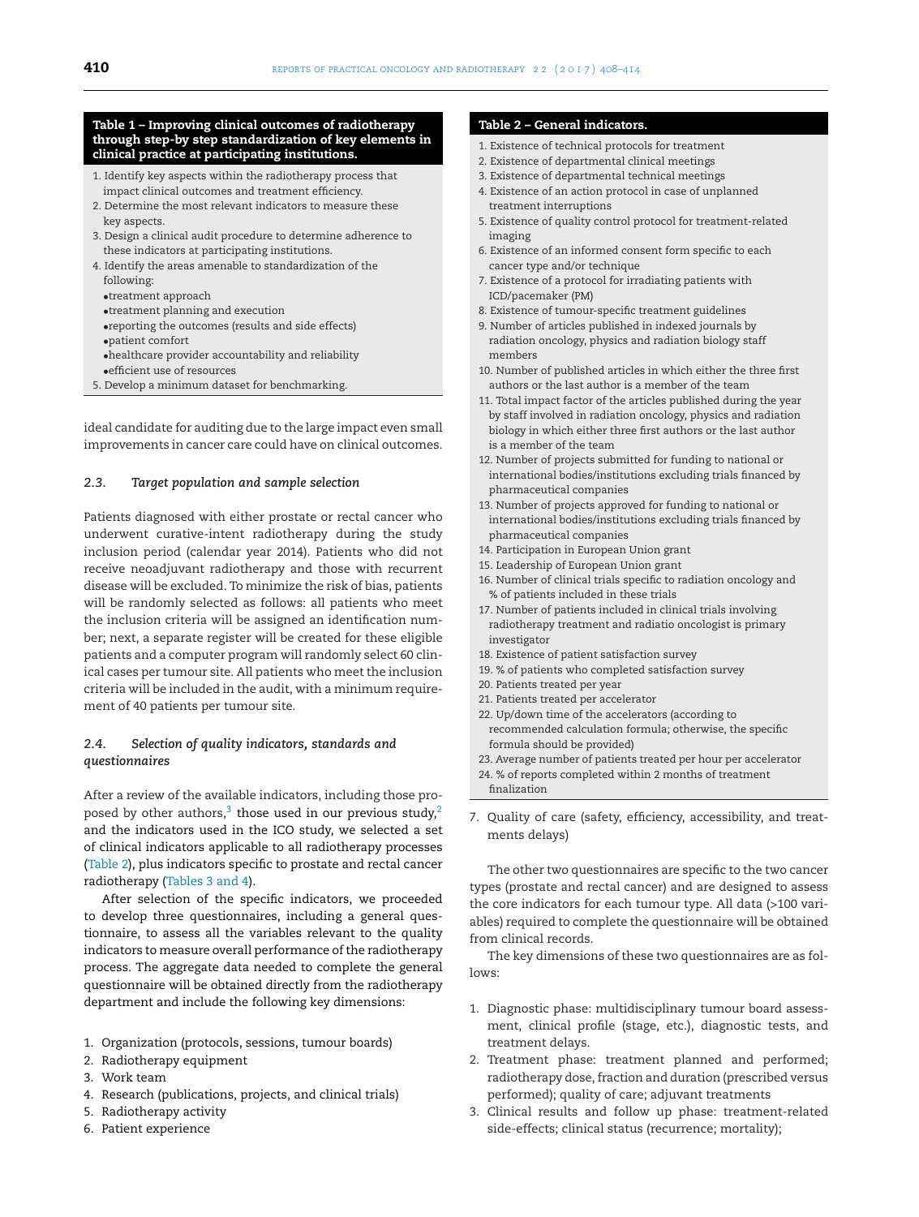**Table 1 – Improving clinical outcomes of radiotherapy through step-by step standardization of key elements in clinical practice at participating institutions.**

1. Identify key aspects within the radiotherapy process that impact clinical outcomes and treatment efficiency.
2. Determine the most relevant indicators to measure these key aspects.
3. Design a clinical audit procedure to determine adherence to these indicators at participating institutions.
4. Identify the areas amenable to standardization of the following:
   - treatment approach
   - treatment planning and execution
   - reporting the outcomes (results and side effects)
   - patient comfort
   - healthcare provider accountability and reliability
   - efficient use of resources
5. Develop a minimum dataset for benchmarking.

ideal candidate for auditing due to the large impact even small improvements in cancer care could have on clinical outcomes.

### 2.3. Target population and sample selection

Patients diagnosed with either prostate or rectal cancer who underwent curative-intent radiotherapy during the study inclusion period (calendar year 2014). Patients who did not receive neoadjuvant radiotherapy and those with recurrent disease will be excluded. To minimize the risk of bias, patients will be randomly selected as follows: all patients who meet the inclusion criteria will be assigned an identification number; next, a separate register will be created for these eligible patients and a computer program will randomly select 60 clinical cases per tumour site. All patients who meet the inclusion criteria will be included in the audit, with a minimum requirement of 40 patients per tumour site.

### 2.4. Selection of quality indicators, standards and questionnaires

After a review of the available indicators, including those proposed by other authors,[3] those used in our previous study,[2] and the indicators used in the ICO study, we selected a set of clinical indicators applicable to all radiotherapy processes (Table 2), plus indicators specific to prostate and rectal cancer radiotherapy (Tables 3 and 4).

After selection of the specific indicators, we proceeded to develop three questionnaires, including a general questionnaire, to assess all the variables relevant to the quality indicators to measure overall performance of the radiotherapy process. The aggregate data needed to complete the general questionnaire will be obtained directly from the radiotherapy department and include the following key dimensions:

1. Organization (protocols, sessions, tumour boards)
2. Radiotherapy equipment
3. Work team
4. Research (publications, projects, and clinical trials)
5. Radiotherapy activity
6. Patient experience
7. Quality of care (safety, efficiency, accessibility, and treatments delays)

**Table 2 – General indicators.**

1. Existence of technical protocols for treatment
2. Existence of departmental clinical meetings
3. Existence of departmental technical meetings
4. Existence of an action protocol in case of unplanned treatment interruptions
5. Existence of quality control protocol for treatment-related imaging
6. Existence of an informed consent form specific to each cancer type and/or technique
7. Existence of a protocol for irradiating patients with ICD/pacemaker (PM)
8. Existence of tumour-specific treatment guidelines
9. Number of articles published in indexed journals by radiation oncology, physics and radiation biology staff members
10. Number of published articles in which either the three first authors or the last author is a member of the team
11. Total impact factor of the articles published during the year by staff involved in radiation oncology, physics and radiation biology in which either three first authors or the last author is a member of the team
12. Number of projects submitted for funding to national or international bodies/institutions excluding trials financed by pharmaceutical companies
13. Number of projects approved for funding to national or international bodies/institutions excluding trials financed by pharmaceutical companies
14. Participation in European Union grant
15. Leadership of European Union grant
16. Number of clinical trials specific to radiation oncology and % of patients included in these trials
17. Number of patients included in clinical trials involving radiotherapy treatment and radiatio oncologist is primary investigator
18. Existence of patient satisfaction survey
19. % of patients who completed satisfaction survey
20. Patients treated per year
21. Patients treated per accelerator
22. Up/down time of the accelerators (according to recommended calculation formula; otherwise, the specific formula should be provided)
23. Average number of patients treated per hour per accelerator
24. % of reports completed within 2 months of treatment finalization

The other two questionnaires are specific to the two cancer types (prostate and rectal cancer) and are designed to assess the core indicators for each tumour type. All data (>100 variables) required to complete the questionnaire will be obtained from clinical records.

The key dimensions of these two questionnaires are as follows:

1. Diagnostic phase: multidisciplinary tumour board assessment, clinical profile (stage, etc.), diagnostic tests, and treatment delays.
2. Treatment phase: treatment planned and performed; radiotherapy dose, fraction and duration (prescribed versus performed); quality of care; adjuvant treatments
3. Clinical results and follow up phase: treatment-related side-effects; clinical status (recurrence; mortality);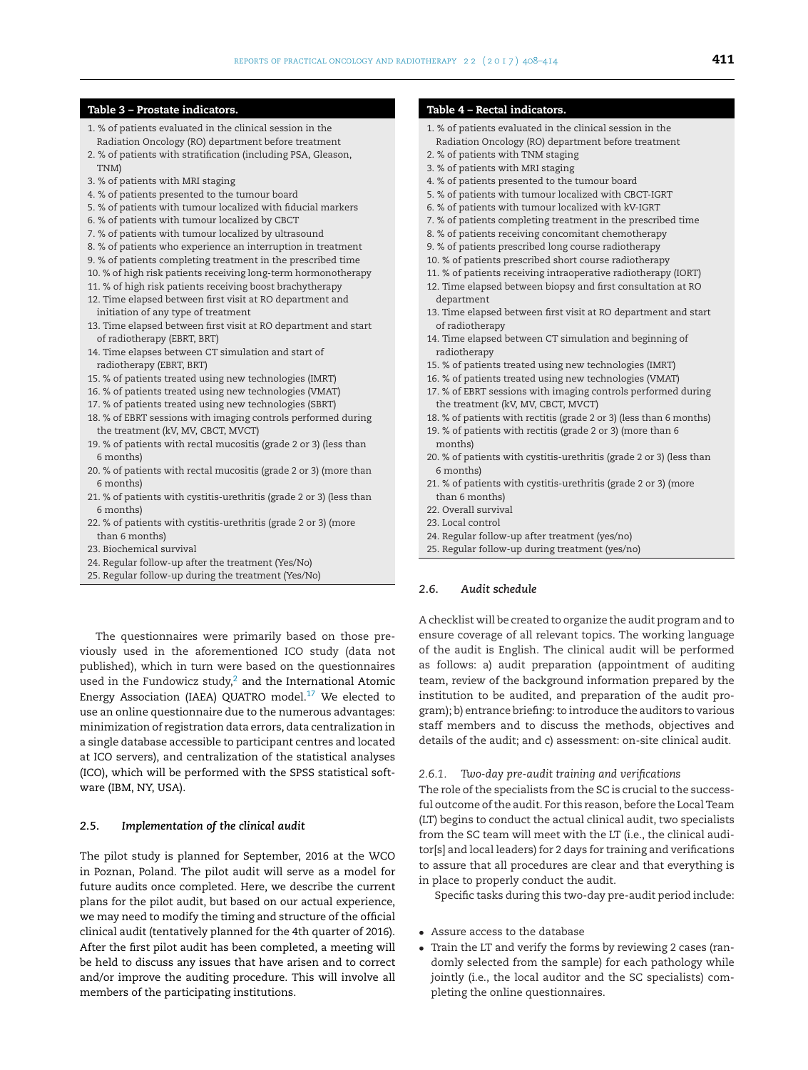**Table 3 – Prostate indicators.**

1. % of patients evaluated in the clinical session in the Radiation Oncology (RO) department before treatment
2. % of patients with stratification (including PSA, Gleason, TNM)
3. % of patients with MRI staging
4. % of patients presented to the tumour board
5. % of patients with tumour localized with fiducial markers
6. % of patients with tumour localized by CBCT
7. % of patients with tumour localized by ultrasound
8. % of patients who experience an interruption in treatment
9. % of patients completing treatment in the prescribed time
10. % of high risk patients receiving long-term hormonotherapy
11. % of high risk patients receiving boost brachytherapy
12. Time elapsed between first visit at RO department and initiation of any type of treatment
13. Time elapsed between first visit at RO department and start of radiotherapy (EBRT, BRT)
14. Time elapses between CT simulation and start of radiotherapy (EBRT, BRT)
15. % of patients treated using new technologies (IMRT)
16. % of patients treated using new technologies (VMAT)
17. % of patients treated using new technologies (SBRT)
18. % of EBRT sessions with imaging controls performed during the treatment (kV, MV, CBCT, MVCT)
19. % of patients with rectal mucositis (grade 2 or 3) (less than 6 months)
20. % of patients with rectal mucositis (grade 2 or 3) (more than 6 months)
21. % of patients with cystitis-urethritis (grade 2 or 3) (less than 6 months)
22. % of patients with cystitis-urethritis (grade 2 or 3) (more than 6 months)
23. Biochemical survival
24. Regular follow-up after the treatment (Yes/No)
25. Regular follow-up during the treatment (Yes/No)

**Table 4 – Rectal indicators.**

1. % of patients evaluated in the clinical session in the Radiation Oncology (RO) department before treatment
2. % of patients with TNM staging
3. % of patients with MRI staging
4. % of patients presented to the tumour board
5. % of patients with tumour localized with CBCT-IGRT
6. % of patients with tumour localized with kV-IGRT
7. % of patients completing treatment in the prescribed time
8. % of patients receiving concomitant chemotherapy
9. % of patients prescribed long course radiotherapy
10. % of patients prescribed short course radiotherapy
11. % of patients receiving intraoperative radiotherapy (IORT)
12. Time elapsed between biopsy and first consultation at RO department
13. Time elapsed between first visit at RO department and start of radiotherapy
14. Time elapsed between CT simulation and beginning of radiotherapy
15. % of patients treated using new technologies (IMRT)
16. % of patients treated using new technologies (VMAT)
17. % of EBRT sessions with imaging controls performed during the treatment (kV, MV, CBCT, MVCT)
18. % of patients with rectitis (grade 2 or 3) (less than 6 months)
19. % of patients with rectitis (grade 2 or 3) (more than 6 months)
20. % of patients with cystitis-urethritis (grade 2 or 3) (less than 6 months)
21. % of patients with cystitis-urethritis (grade 2 or 3) (more than 6 months)
22. Overall survival
23. Local control
24. Regular follow-up after treatment (yes/no)
25. Regular follow-up during treatment (yes/no)

The questionnaires were primarily based on those previously used in the aforementioned ICO study (data not published), which in turn were based on the questionnaires used in the Fundowicz study,[2] and the International Atomic Energy Association (IAEA) QUATRO model.[17] We elected to use an online questionnaire due to the numerous advantages: minimization of registration data errors, data centralization in a single database accessible to participant centres and located at ICO servers), and centralization of the statistical analyses (ICO), which will be performed with the SPSS statistical software (IBM, NY, USA).

### 2.5. *Implementation of the clinical audit*

The pilot study is planned for September, 2016 at the WCO in Poznan, Poland. The pilot audit will serve as a model for future audits once completed. Here, we describe the current plans for the pilot audit, but based on our actual experience, we may need to modify the timing and structure of the official clinical audit (tentatively planned for the 4th quarter of 2016). After the first pilot audit has been completed, a meeting will be held to discuss any issues that have arisen and to correct and/or improve the auditing procedure. This will involve all members of the participating institutions.

### 2.6. *Audit schedule*

A checklist will be created to organize the audit program and to ensure coverage of all relevant topics. The working language of the audit is English. The clinical audit will be performed as follows: a) audit preparation (appointment of auditing team, review of the background information prepared by the institution to be audited, and preparation of the audit program); b) entrance briefing: to introduce the auditors to various staff members and to discuss the methods, objectives and details of the audit; and c) assessment: on-site clinical audit.

#### 2.6.1. *Two-day pre-audit training and verifications*

The role of the specialists from the SC is crucial to the successful outcome of the audit. For this reason, before the Local Team (LT) begins to conduct the actual clinical audit, two specialists from the SC team will meet with the LT (i.e., the clinical auditor[s] and local leaders) for 2 days for training and verifications to assure that all procedures are clear and that everything is in place to properly conduct the audit.

Specific tasks during this two-day pre-audit period include:

- Assure access to the database
- Train the LT and verify the forms by reviewing 2 cases (randomly selected from the sample) for each pathology while jointly (i.e., the local auditor and the SC specialists) completing the online questionnaires.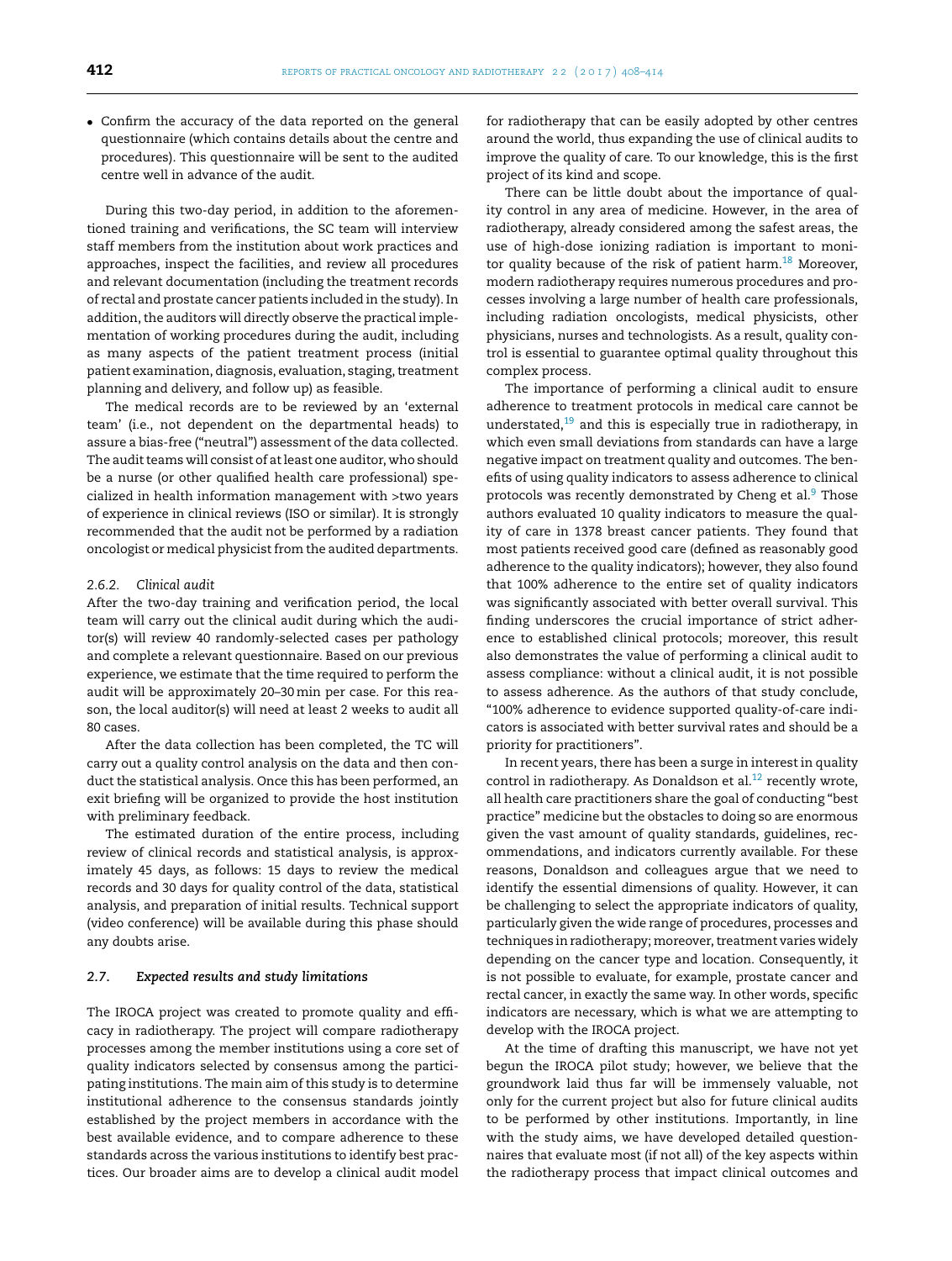- Confirm the accuracy of the data reported on the general questionnaire (which contains details about the centre and procedures). This questionnaire will be sent to the audited centre well in advance of the audit.

During this two-day period, in addition to the aforementioned training and verifications, the SC team will interview staff members from the institution about work practices and approaches, inspect the facilities, and review all procedures and relevant documentation (including the treatment records of rectal and prostate cancer patients included in the study). In addition, the auditors will directly observe the practical implementation of working procedures during the audit, including as many aspects of the patient treatment process (initial patient examination, diagnosis, evaluation, staging, treatment planning and delivery, and follow up) as feasible.

The medical records are to be reviewed by an 'external team' (i.e., not dependent on the departmental heads) to assure a bias-free ("neutral") assessment of the data collected. The audit teams will consist of at least one auditor, who should be a nurse (or other qualified health care professional) specialized in health information management with >two years of experience in clinical reviews (ISO or similar). It is strongly recommended that the audit not be performed by a radiation oncologist or medical physicist from the audited departments.

#### 2.6.2. Clinical audit

After the two-day training and verification period, the local team will carry out the clinical audit during which the auditor(s) will review 40 randomly-selected cases per pathology and complete a relevant questionnaire. Based on our previous experience, we estimate that the time required to perform the audit will be approximately 20–30 min per case. For this reason, the local auditor(s) will need at least 2 weeks to audit all 80 cases.

After the data collection has been completed, the TC will carry out a quality control analysis on the data and then conduct the statistical analysis. Once this has been performed, an exit briefing will be organized to provide the host institution with preliminary feedback.

The estimated duration of the entire process, including review of clinical records and statistical analysis, is approximately 45 days, as follows: 15 days to review the medical records and 30 days for quality control of the data, statistical analysis, and preparation of initial results. Technical support (video conference) will be available during this phase should any doubts arise.

### 2.7. Expected results and study limitations

The IROCA project was created to promote quality and efficacy in radiotherapy. The project will compare radiotherapy processes among the member institutions using a core set of quality indicators selected by consensus among the participating institutions. The main aim of this study is to determine institutional adherence to the consensus standards jointly established by the project members in accordance with the best available evidence, and to compare adherence to these standards across the various institutions to identify best practices. Our broader aims are to develop a clinical audit model for radiotherapy that can be easily adopted by other centres around the world, thus expanding the use of clinical audits to improve the quality of care. To our knowledge, this is the first project of its kind and scope.

There can be little doubt about the importance of quality control in any area of medicine. However, in the area of radiotherapy, already considered among the safest areas, the use of high-dose ionizing radiation is important to monitor quality because of the risk of patient harm.[18] Moreover, modern radiotherapy requires numerous procedures and processes involving a large number of health care professionals, including radiation oncologists, medical physicists, other physicians, nurses and technologists. As a result, quality control is essential to guarantee optimal quality throughout this complex process.

The importance of performing a clinical audit to ensure adherence to treatment protocols in medical care cannot be understated,[19] and this is especially true in radiotherapy, in which even small deviations from standards can have a large negative impact on treatment quality and outcomes. The benefits of using quality indicators to assess adherence to clinical protocols was recently demonstrated by Cheng et al.[9] Those authors evaluated 10 quality indicators to measure the quality of care in 1378 breast cancer patients. They found that most patients received good care (defined as reasonably good adherence to the quality indicators); however, they also found that 100% adherence to the entire set of quality indicators was significantly associated with better overall survival. This finding underscores the crucial importance of strict adherence to established clinical protocols; moreover, this result also demonstrates the value of performing a clinical audit to assess compliance: without a clinical audit, it is not possible to assess adherence. As the authors of that study conclude, "100% adherence to evidence supported quality-of-care indicators is associated with better survival rates and should be a priority for practitioners".

In recent years, there has been a surge in interest in quality control in radiotherapy. As Donaldson et al.[12] recently wrote, all health care practitioners share the goal of conducting "best practice" medicine but the obstacles to doing so are enormous given the vast amount of quality standards, guidelines, recommendations, and indicators currently available. For these reasons, Donaldson and colleagues argue that we need to identify the essential dimensions of quality. However, it can be challenging to select the appropriate indicators of quality, particularly given the wide range of procedures, processes and techniques in radiotherapy; moreover, treatment varies widely depending on the cancer type and location. Consequently, it is not possible to evaluate, for example, prostate cancer and rectal cancer, in exactly the same way. In other words, specific indicators are necessary, which is what we are attempting to develop with the IROCA project.

At the time of drafting this manuscript, we have not yet begun the IROCA pilot study; however, we believe that the groundwork laid thus far will be immensely valuable, not only for the current project but also for future clinical audits to be performed by other institutions. Importantly, in line with the study aims, we have developed detailed questionnaires that evaluate most (if not all) of the key aspects within the radiotherapy process that impact clinical outcomes and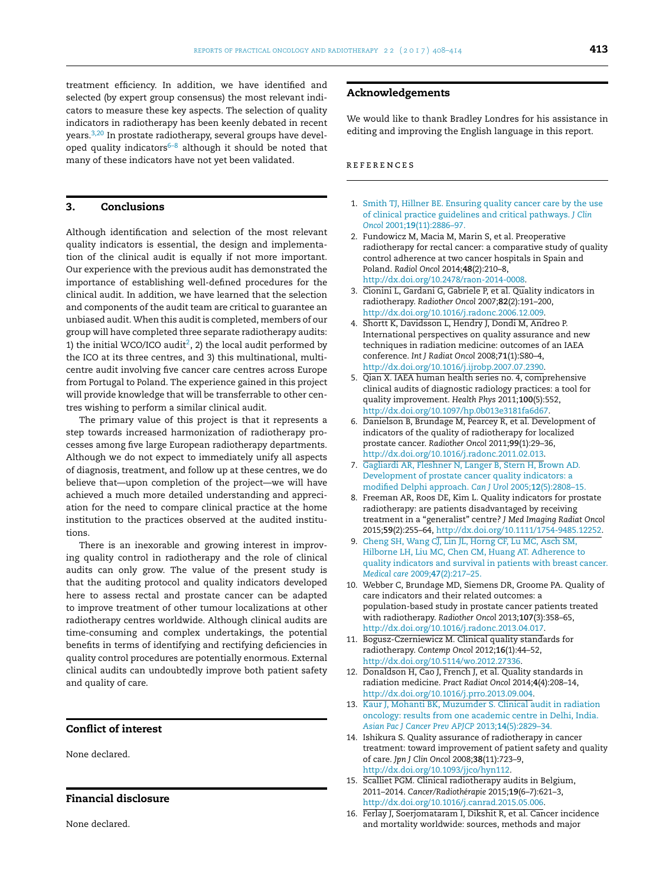treatment efficiency. In addition, we have identified and selected (by expert group consensus) the most relevant indicators to measure these key aspects. The selection of quality indicators in radiotherapy has been keenly debated in recent years.[3,20] In prostate radiotherapy, several groups have developed quality indicators[6–8] although it should be noted that many of these indicators have not yet been validated.

## 3. Conclusions

Although identification and selection of the most relevant quality indicators is essential, the design and implementation of the clinical audit is equally if not more important. Our experience with the previous audit has demonstrated the importance of establishing well-defined procedures for the clinical audit. In addition, we have learned that the selection and components of the audit team are critical to guarantee an unbiased audit. When this audit is completed, members of our group will have completed three separate radiotherapy audits: 1) the initial WCO/ICO audit[2], 2) the local audit performed by the ICO at its three centres, and 3) this multinational, multicentre audit involving five cancer care centres across Europe from Portugal to Poland. The experience gained in this project will provide knowledge that will be transferrable to other centres wishing to perform a similar clinical audit.

The primary value of this project is that it represents a step towards increased harmonization of radiotherapy processes among five large European radiotherapy departments. Although we do not expect to immediately unify all aspects of diagnosis, treatment, and follow up at these centres, we do believe that—upon completion of the project—we will have achieved a much more detailed understanding and appreciation for the need to compare clinical practice at the home institution to the practices observed at the audited institutions.

There is an inexorable and growing interest in improving quality control in radiotherapy and the role of clinical audits can only grow. The value of the present study is that the auditing protocol and quality indicators developed here to assess rectal and prostate cancer can be adapted to improve treatment of other tumour localizations at other radiotherapy centres worldwide. Although clinical audits are time-consuming and complex undertakings, the potential benefits in terms of identifying and rectifying deficiencies in quality control procedures are potentially enormous. External clinical audits can undoubtedly improve both patient safety and quality of care.

## Conflict of interest

None declared.

## Financial disclosure

None declared.

## Acknowledgements

We would like to thank Bradley Londres for his assistance in editing and improving the English language in this report.

## REFERENCES

1. Smith TJ, Hillner BE. Ensuring quality cancer care by the use of clinical practice guidelines and critical pathways. *J Clin Oncol* 2001;**19**(11):2886–97.
2. Fundowicz M, Macia M, Marin S, et al. Preoperative radiotherapy for rectal cancer: a comparative study of quality control adherence at two cancer hospitals in Spain and Poland. *Radiol Oncol* 2014;**48**(2):210–8, http://dx.doi.org/10.2478/raon-2014-0008.
3. Cionini L, Gardani G, Gabriele P, et al. Quality indicators in radiotherapy. *Radiother Oncol* 2007;**82**(2):191–200, http://dx.doi.org/10.1016/j.radonc.2006.12.009.
4. Shortt K, Davidsson L, Hendry J, Dondi M, Andreo P. International perspectives on quality assurance and new techniques in radiation medicine: outcomes of an IAEA conference. *Int J Radiat Oncol* 2008;**71**(1):S80–4, http://dx.doi.org/10.1016/j.ijrobp.2007.07.2390.
5. Qian X. IAEA human health series no. 4, comprehensive clinical audits of diagnostic radiology practices: a tool for quality improvement. *Health Phys* 2011;**100**(5):552, http://dx.doi.org/10.1097/hp.0b013e3181fa6d67.
6. Danielson B, Brundage M, Pearcey R, et al. Development of indicators of the quality of radiotherapy for localized prostate cancer. *Radiother Oncol* 2011;**99**(1):29–36, http://dx.doi.org/10.1016/j.radonc.2011.02.013.
7. Gagliardi AR, Fleshner N, Langer B, Stern H, Brown AD. Development of prostate cancer quality indicators: a modified Delphi approach. *Can J Urol* 2005;**12**(5):2808–15.
8. Freeman AR, Roos DE, Kim L. Quality indicators for prostate radiotherapy: are patients disadvantaged by receiving treatment in a "generalist" centre? *J Med Imaging Radiat Oncol* 2015;**59**(2):255–64, http://dx.doi.org/10.1111/1754-9485.12252.
9. Cheng SH, Wang CJ, Lin JL, Horng CF, Lu MC, Asch SM, Hilborne LH, Liu MC, Chen CM, Huang AT. Adherence to quality indicators and survival in patients with breast cancer. *Medical care* 2009;**47**(2):217–25.
10. Webber C, Brundage MD, Siemens DR, Groome PA. Quality of care indicators and their related outcomes: a population-based study in prostate cancer patients treated with radiotherapy. *Radiother Oncol* 2013;**107**(3):358–65, http://dx.doi.org/10.1016/j.radonc.2013.04.017.
11. Bogusz-Czerniewicz M. Clinical quality standards for radiotherapy. *Contemp Oncol* 2012;**16**(1):44–52, http://dx.doi.org/10.5114/wo.2012.27336.
12. Donaldson H, Cao J, French J, et al. Quality standards in radiation medicine. *Pract Radiat Oncol* 2014;**4**(4):208–14, http://dx.doi.org/10.1016/j.prro.2013.09.004.
13. Kaur J, Mohanti BK, Muzumder S. Clinical audit in radiation oncology: results from one academic centre in Delhi, India. *Asian Pac J Cancer Prev APJCP* 2013;**14**(5):2829–34.
14. Ishikura S. Quality assurance of radiotherapy in cancer treatment: toward improvement of patient safety and quality of care. *Jpn J Clin Oncol* 2008;**38**(11):723–9, http://dx.doi.org/10.1093/jjco/hyn112.
15. Scalliet PGM. Clinical radiotherapy audits in Belgium, 2011–2014. *Cancer/Radiothérapie* 2015;**19**(6–7):621–3, http://dx.doi.org/10.1016/j.canrad.2015.05.006.
16. Ferlay J, Soerjomataram I, Dikshit R, et al. Cancer incidence and mortality worldwide: sources, methods and major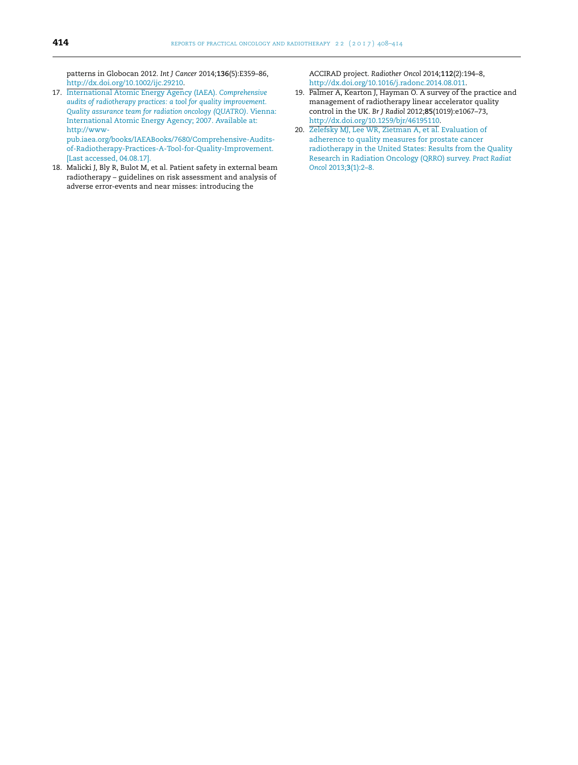patterns in Globocan 2012. *Int J Cancer* 2014;**136**(5):E359–86, http://dx.doi.org/10.1002/ijc.29210.

17. International Atomic Energy Agency (IAEA). *Comprehensive audits of radiotherapy practices: a tool for quality improvement. Quality assurance team for radiation oncology (QUATRO)*. Vienna: International Atomic Energy Agency; 2007. Available at: http://www-pub.iaea.org/books/IAEABooks/7680/Comprehensive-Audits-of-Radiotherapy-Practices-A-Tool-for-Quality-Improvement. [Last accessed, 04.08.17].
18. Malicki J, Bly R, Bulot M, et al. Patient safety in external beam radiotherapy – guidelines on risk assessment and analysis of adverse error-events and near misses: introducing the ACCIRAD project. *Radiother Oncol* 2014;**112**(2):194–8, http://dx.doi.org/10.1016/j.radonc.2014.08.011.
19. Palmer A, Kearton J, Hayman O. A survey of the practice and management of radiotherapy linear accelerator quality control in the UK. *Br J Radiol* 2012;**85**(1019):e1067–73, http://dx.doi.org/10.1259/bjr/46195110.
20. Zelefsky MJ, Lee WR, Zietman A, et al. Evaluation of adherence to quality measures for prostate cancer radiotherapy in the United States: Results from the Quality Research in Radiation Oncology (QRRO) survey. *Pract Radiat Oncol* 2013;**3**(1):2–8.